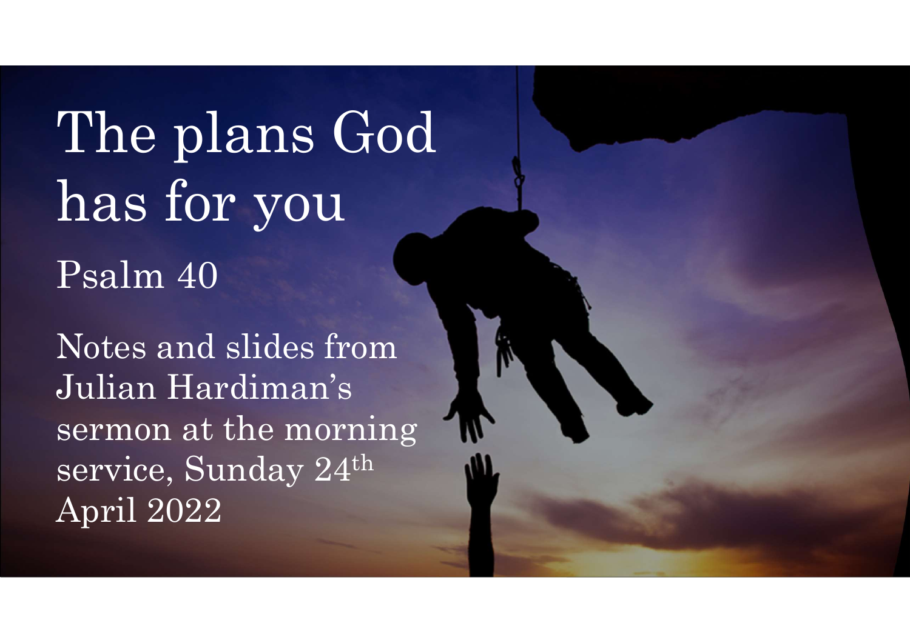# The plans God has for you

## Psalm 40

Notes and slides from Julian Hardiman's sermon at the morning service, Sunday 24th April 2022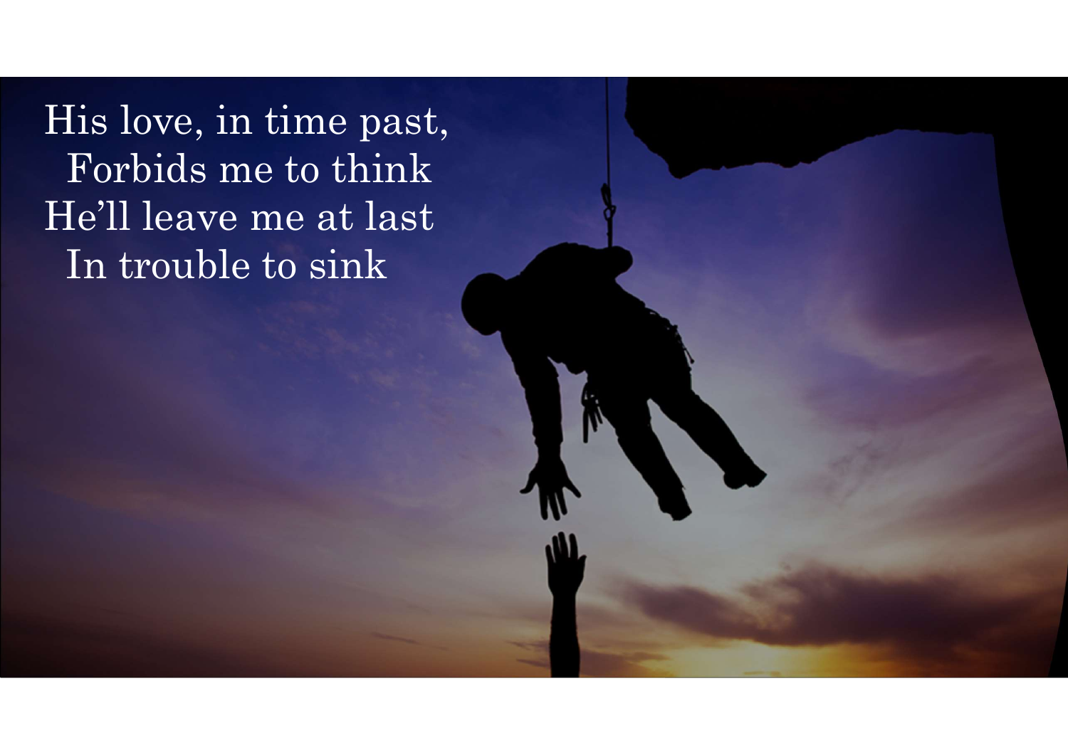His love, in time past,
Forbids me to think
He'll leave me at last
In trouble to sink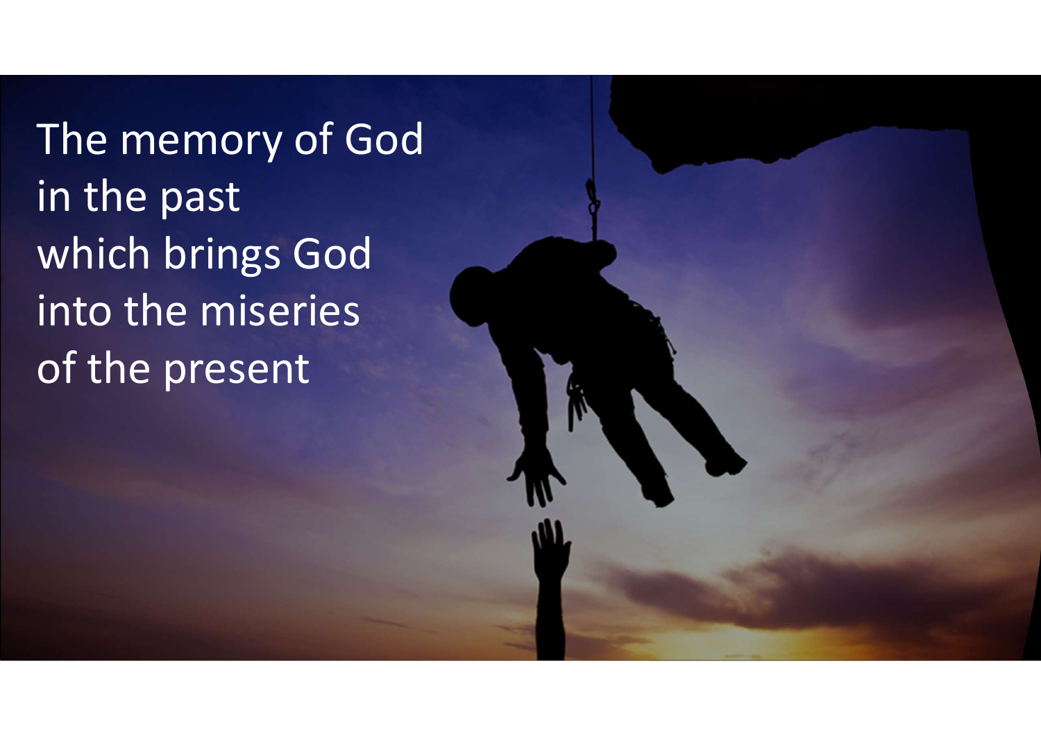The memory of God
in the past
which brings God
into the miseries
of the present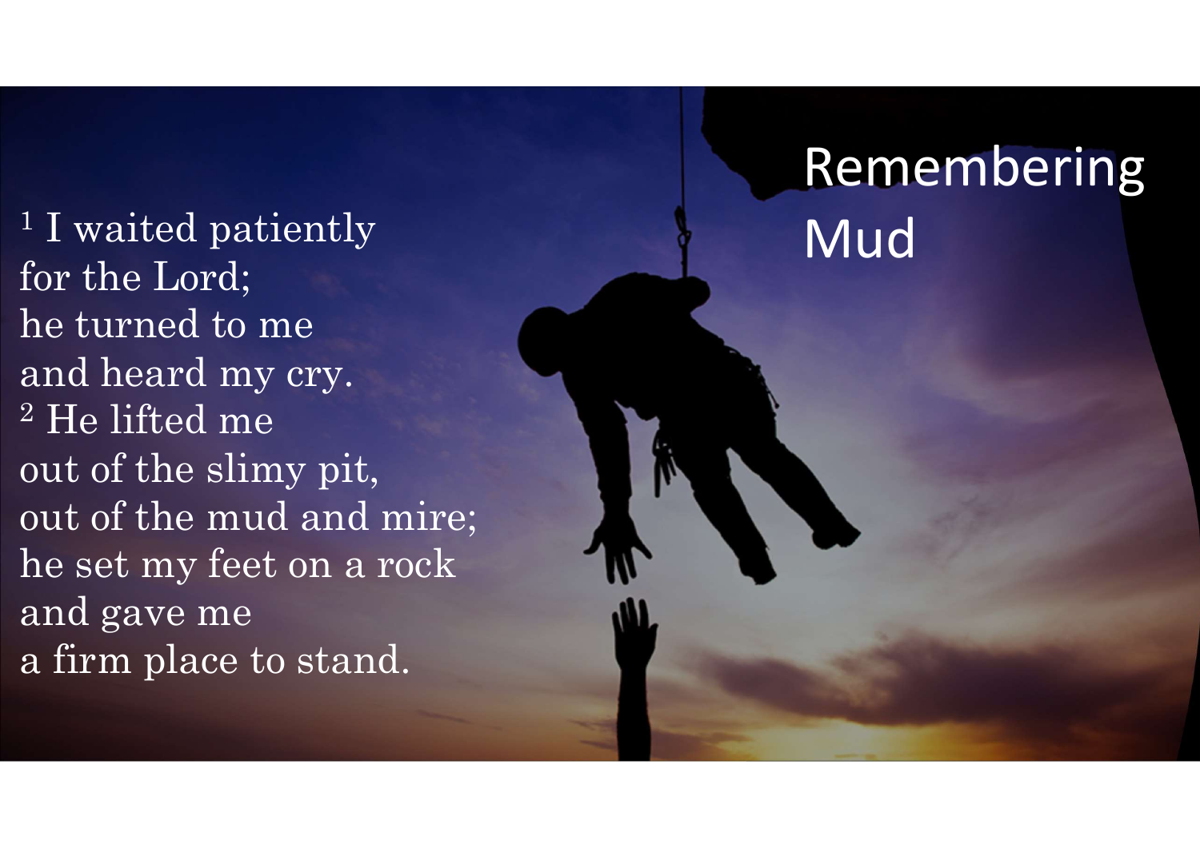# Remembering Mud

[1] I waited patiently
for the Lord;
he turned to me
and heard my cry.
[2] He lifted me
out of the slimy pit,
out of the mud and mire;
he set my feet on a rock
and gave me
a firm place to stand.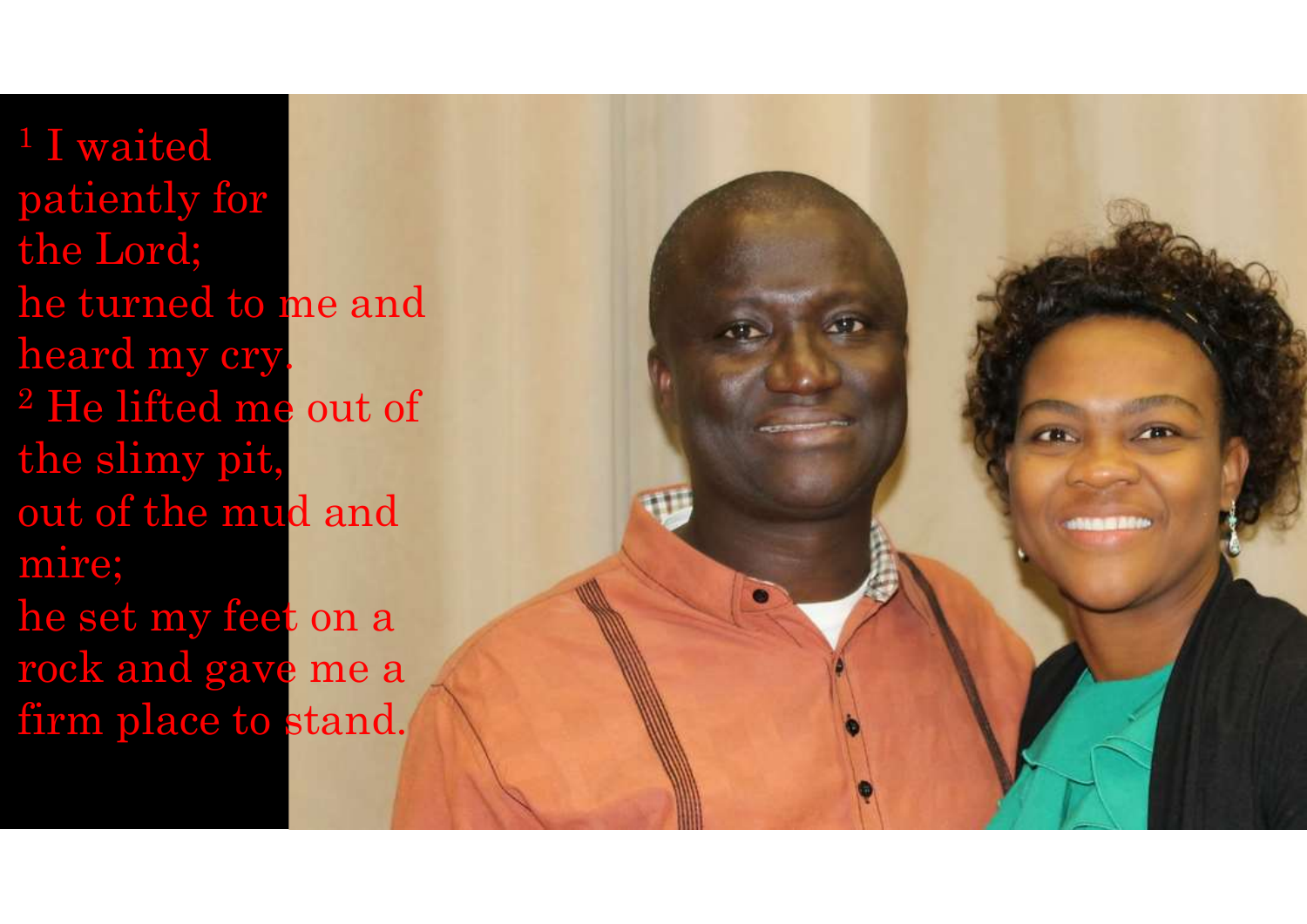[1] I waited patiently for the Lord;
he turned to me and heard my cry.
[2] He lifted me out of the slimy pit,
out of the mud and mire;
he set my feet on a rock and gave me a firm place to stand.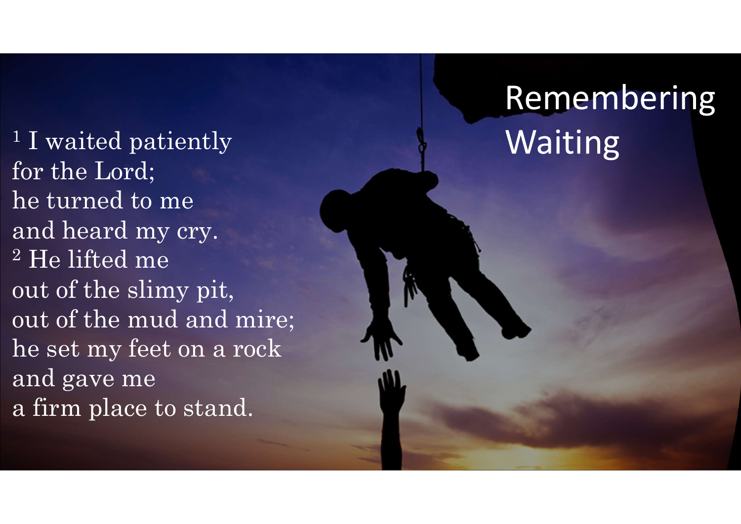# Remembering Waiting

[1] I waited patiently
for the Lord;
he turned to me
and heard my cry.
[2] He lifted me
out of the slimy pit,
out of the mud and mire;
he set my feet on a rock
and gave me
a firm place to stand.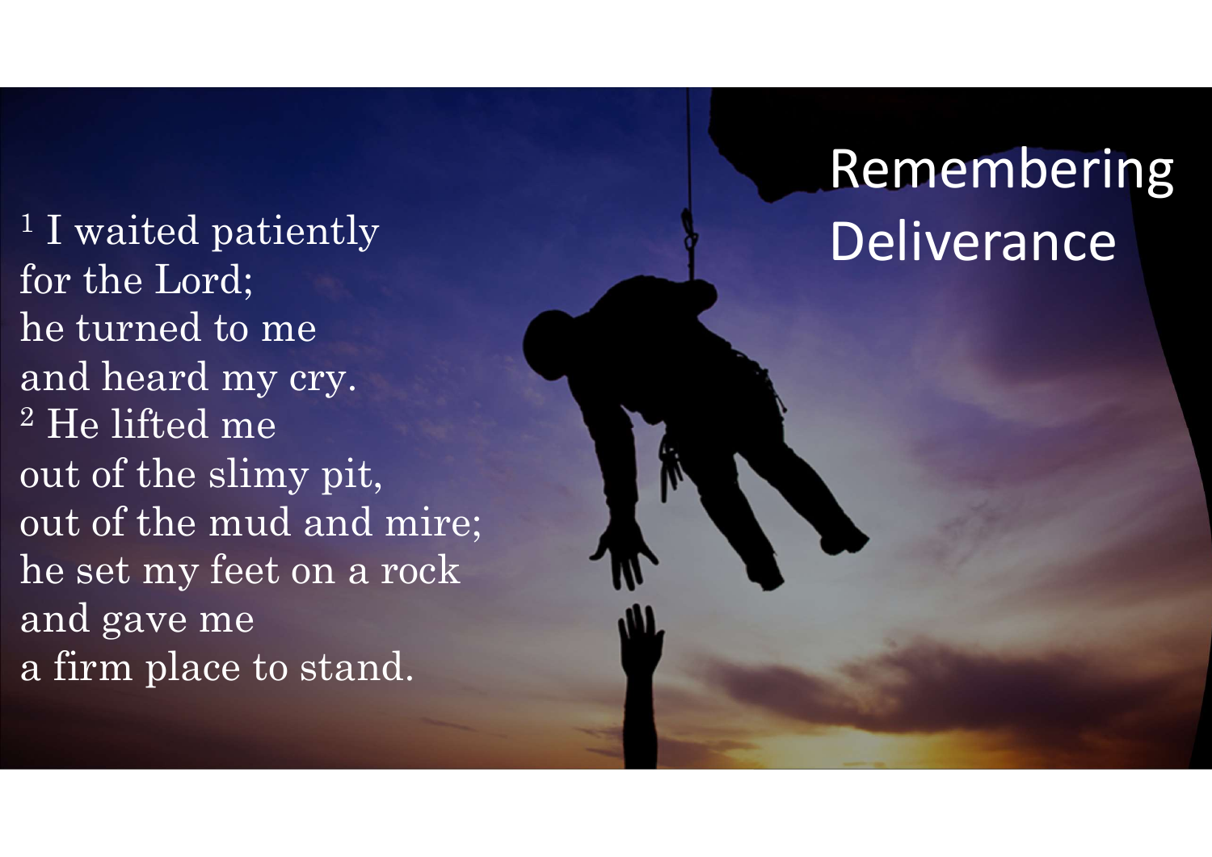# Remembering Deliverance

[1] I waited patiently
for the Lord;
he turned to me
and heard my cry.
[2] He lifted me
out of the slimy pit,
out of the mud and mire;
he set my feet on a rock
and gave me
a firm place to stand.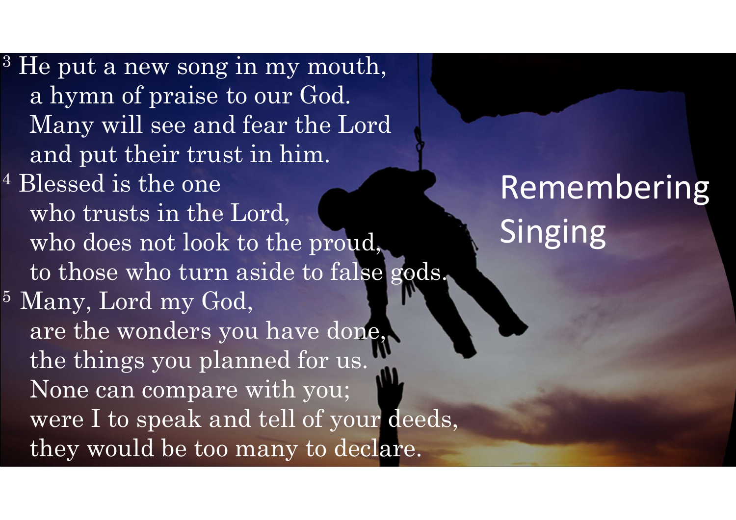[3] He put a new song in my mouth,
a hymn of praise to our God.
Many will see and fear the Lord
and put their trust in him.

[4] Blessed is the one
who trusts in the Lord,
who does not look to the proud,
to those who turn aside to false gods.

[5] Many, Lord my God,
are the wonders you have done,
the things you planned for us.
None can compare with you;
were I to speak and tell of your deeds,
they would be too many to declare.

Remembering
Singing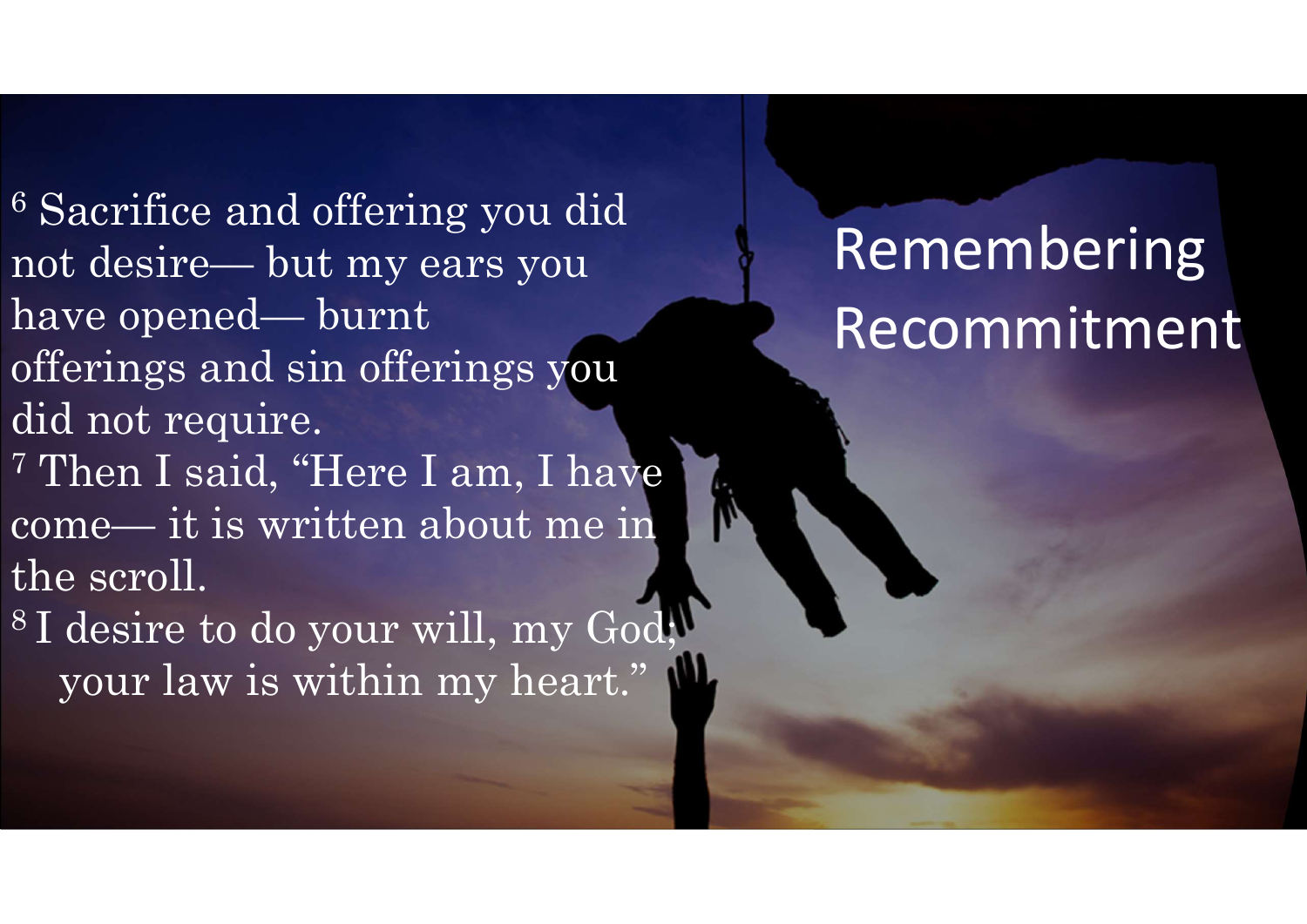# Remembering Recommitment

[6] Sacrifice and offering you did not desire— but my ears you have opened— burnt offerings and sin offerings you did not require.

[7] Then I said, “Here I am, I have come— it is written about me in the scroll.

[8] I desire to do your will, my God; your law is within my heart.”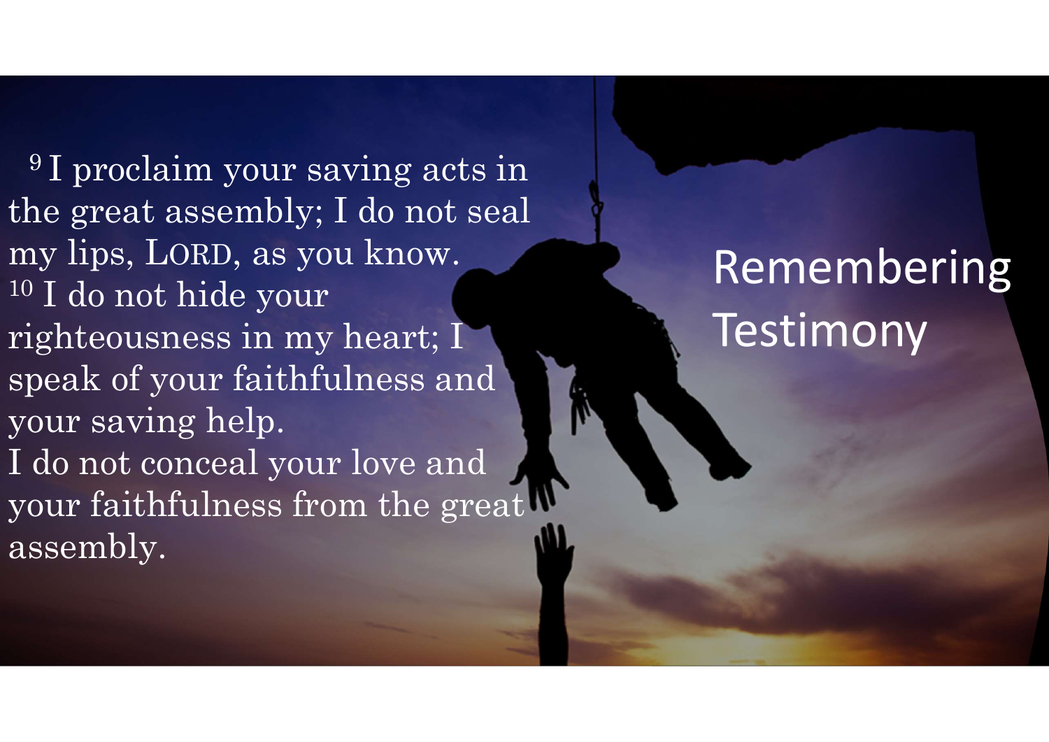# Remembering Testimony

[9] I proclaim your saving acts in the great assembly; I do not seal my lips, LORD, as you know.
[10] I do not hide your righteousness in my heart; I speak of your faithfulness and your saving help.
I do not conceal your love and your faithfulness from the great assembly.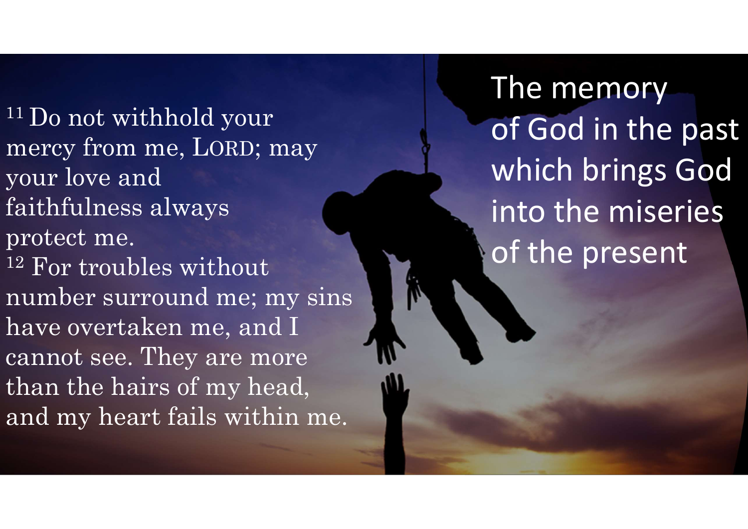[11] Do not withhold your mercy from me, LORD; may your love and faithfulness always protect me.
[12] For troubles without number surround me; my sins have overtaken me, and I cannot see. They are more than the hairs of my head, and my heart fails within me.

The memory of God in the past which brings God into the miseries of the present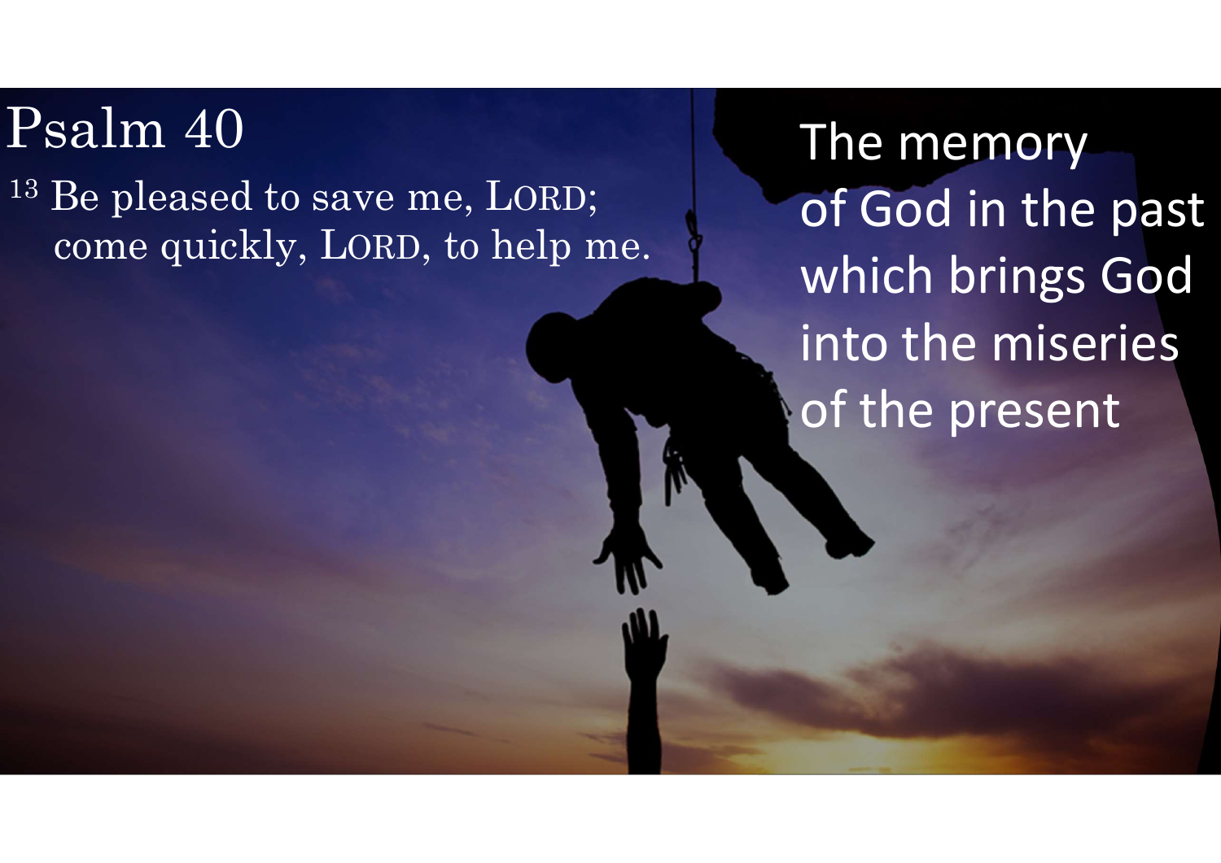# Psalm 40

[13] Be pleased to save me, LORD;
come quickly, LORD, to help me.

The memory of God in the past which brings God into the miseries of the present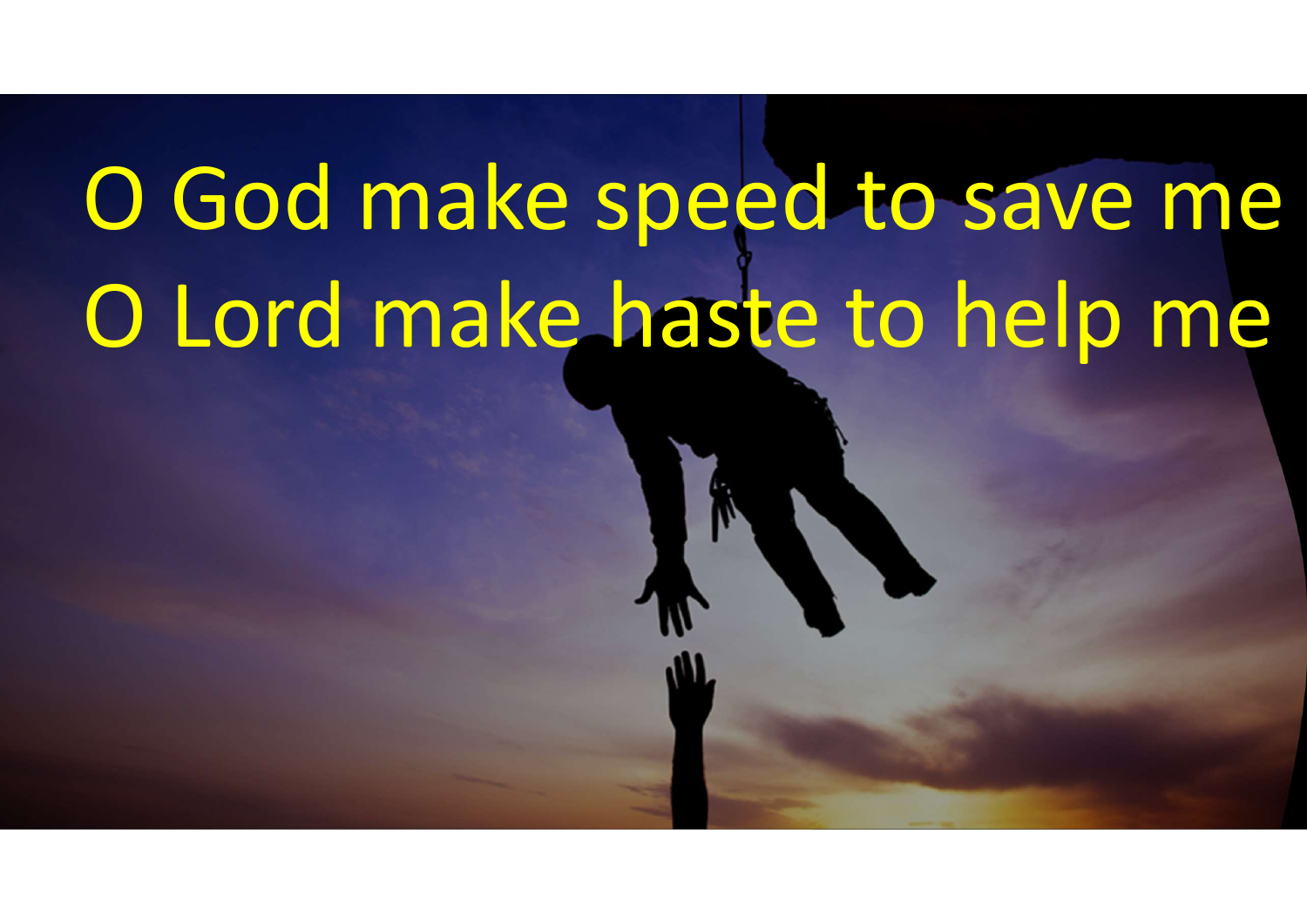O God make speed to save me

O Lord make haste to help me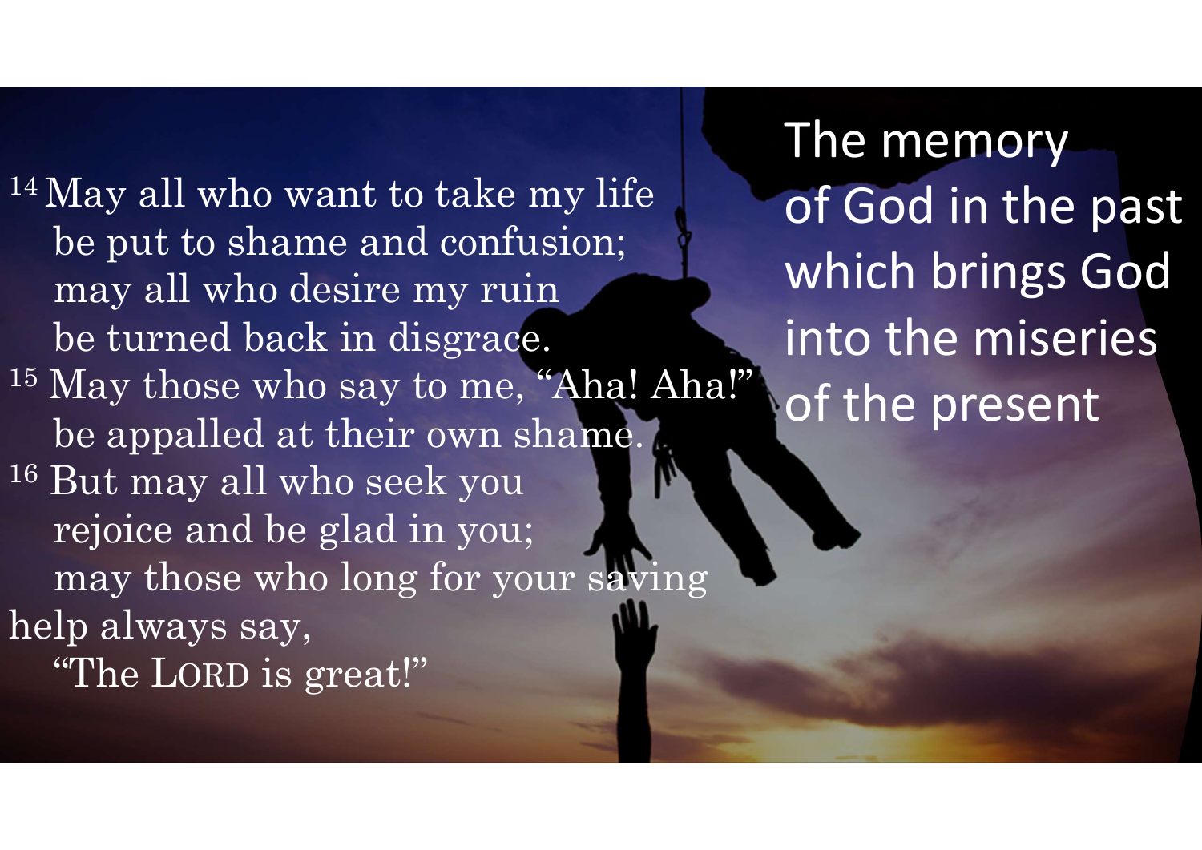[14] May all who want to take my life
be put to shame and confusion;
may all who desire my ruin
be turned back in disgrace.

[15] May those who say to me, "Aha! Aha!"
be appalled at their own shame.

[16] But may all who seek you
rejoice and be glad in you;
may those who long for your saving help always say,
"The LORD is great!"

The memory of God in the past which brings God into the miseries of the present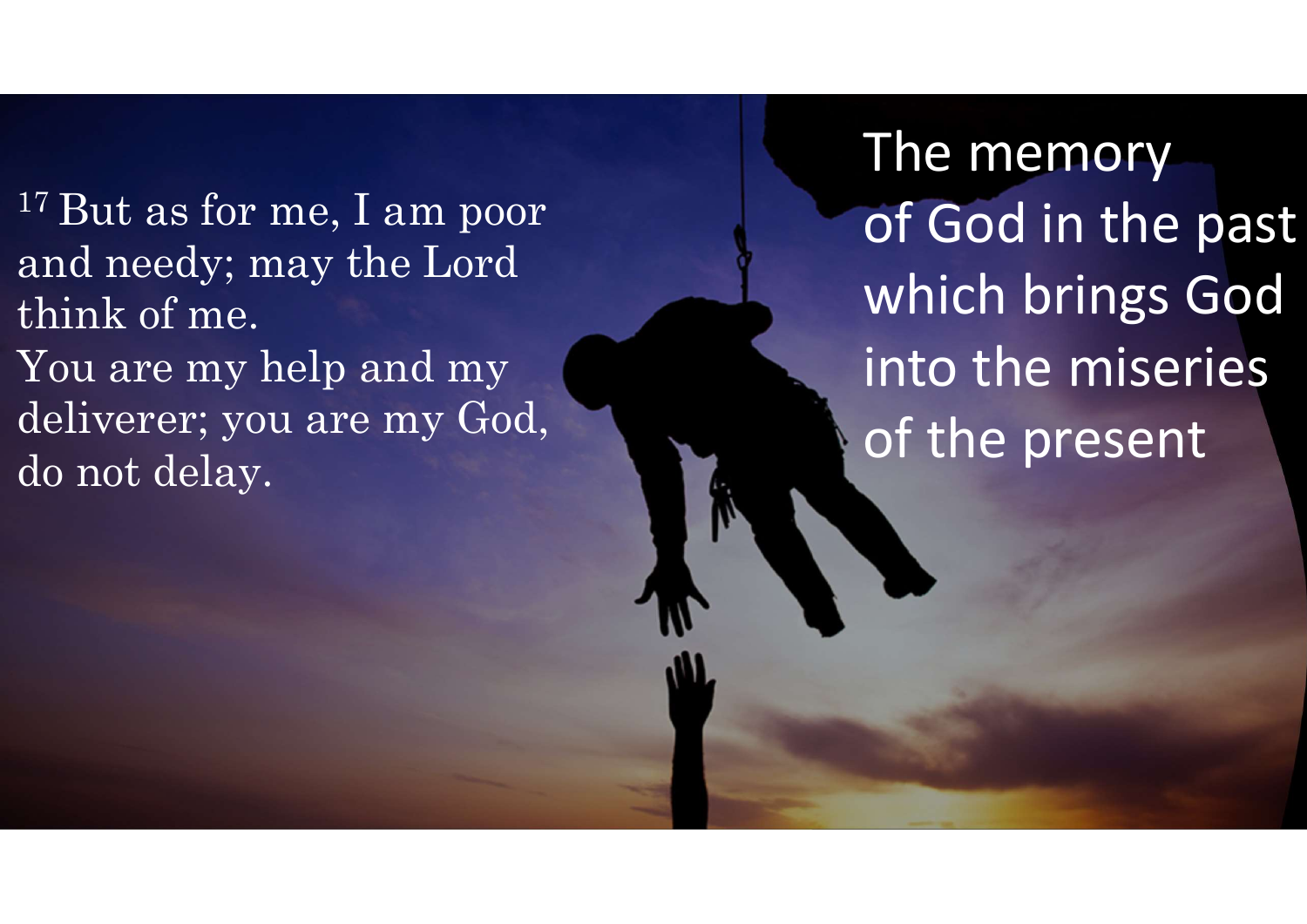[17] But as for me, I am poor and needy; may the Lord think of me.
You are my help and my deliverer; you are my God, do not delay.

The memory of God in the past which brings God into the miseries of the present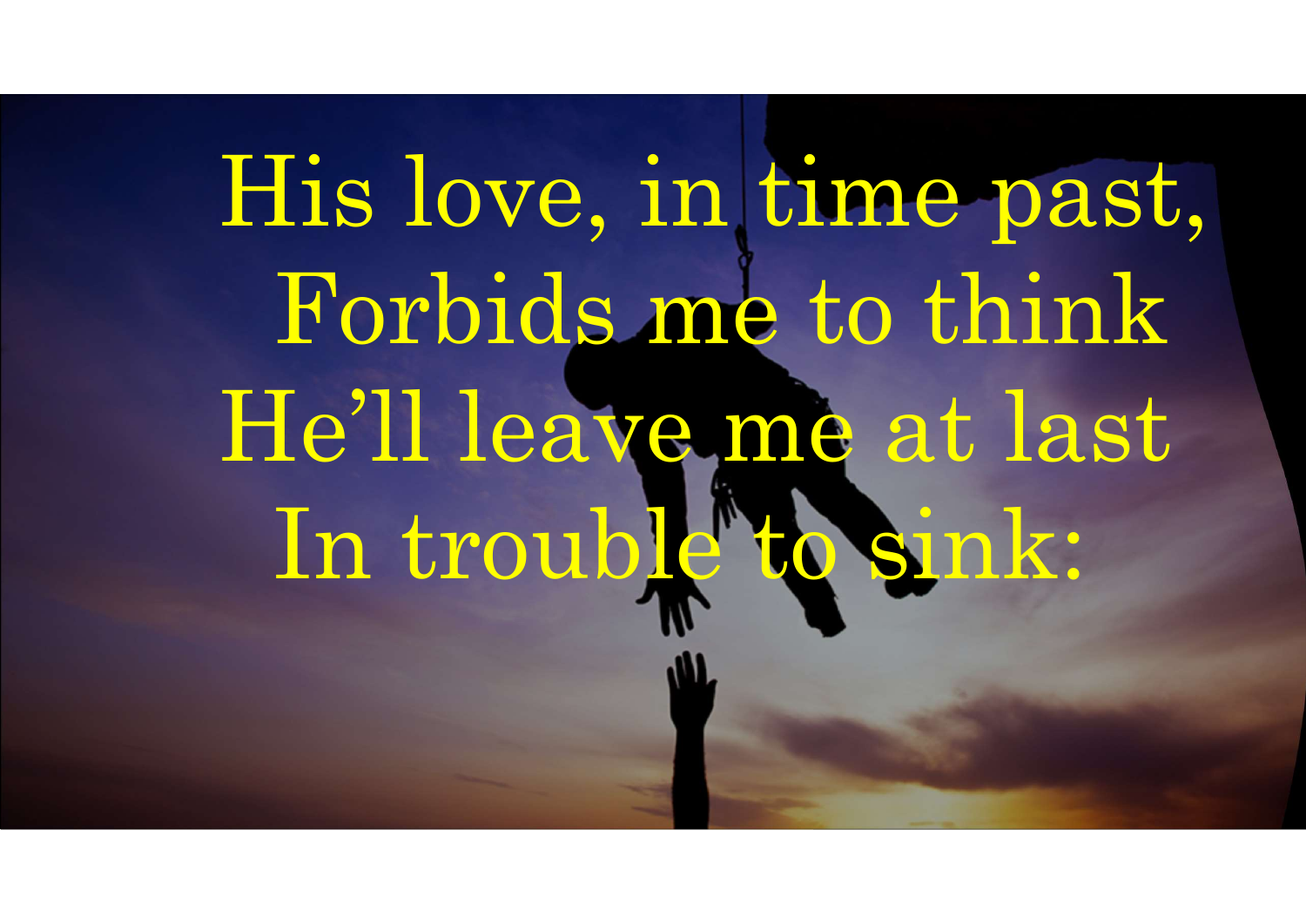His love, in time past,
Forbids me to think
He'll leave me at last
In trouble to sink: